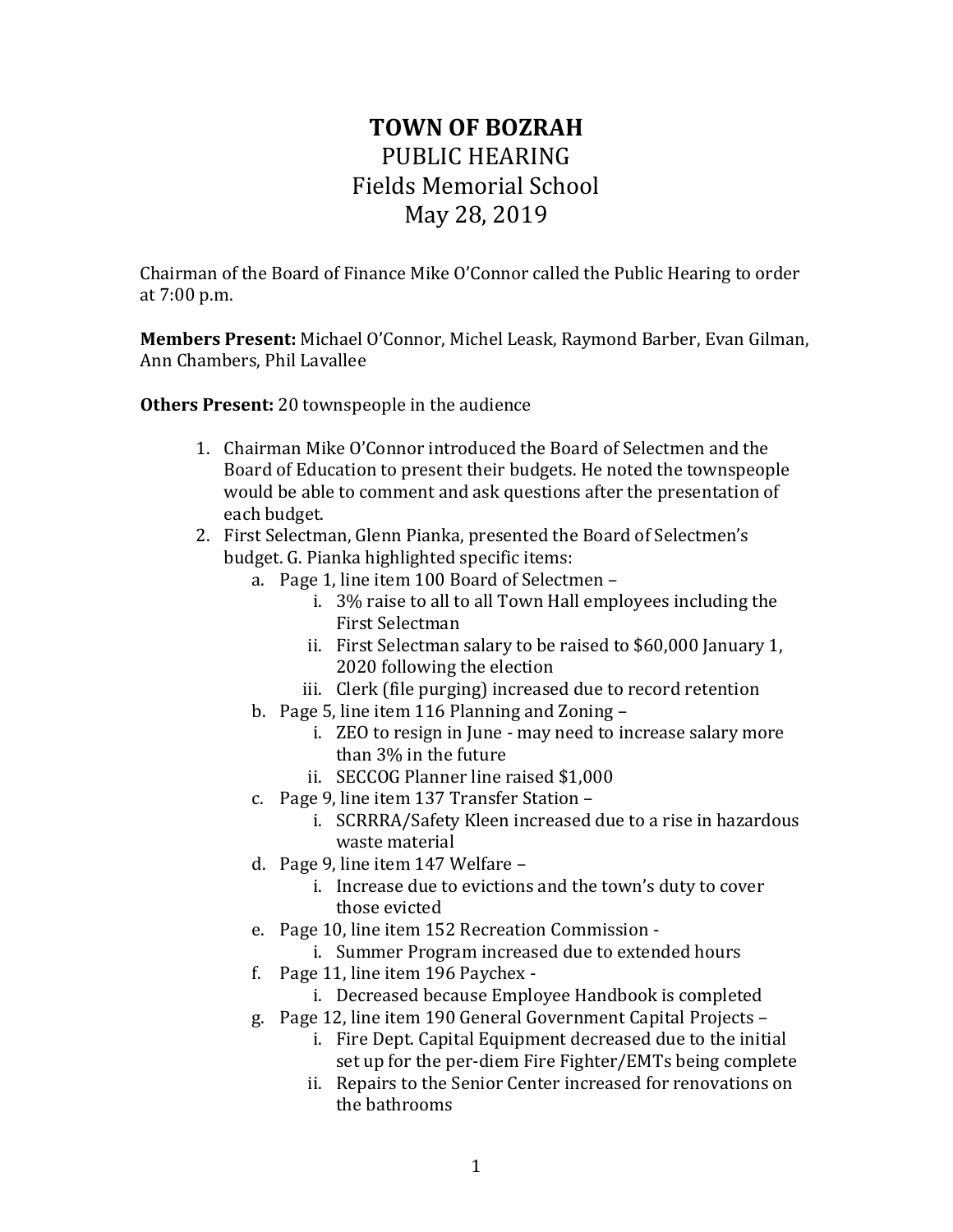# TOWN OF BOZRAH

## PUBLIC HEARING
## Fields Memorial School
## May 28, 2019

Chairman of the Board of Finance Mike O'Connor called the Public Hearing to order at 7:00 p.m.

**Members Present:** Michael O'Connor, Michel Leask, Raymond Barber, Evan Gilman, Ann Chambers, Phil Lavallee

**Others Present:** 20 townspeople in the audience

1. Chairman Mike O'Connor introduced the Board of Selectmen and the Board of Education to present their budgets. He noted the townspeople would be able to comment and ask questions after the presentation of each budget.
2. First Selectman, Glenn Pianka, presented the Board of Selectmen's budget. G. Pianka highlighted specific items:
   a. Page 1, line item 100 Board of Selectmen –
      i. 3% raise to all to all Town Hall employees including the First Selectman
      ii. First Selectman salary to be raised to $60,000 January 1, 2020 following the election
      iii. Clerk (file purging) increased due to record retention
   b. Page 5, line item 116 Planning and Zoning –
      i. ZEO to resign in June - may need to increase salary more than 3% in the future
      ii. SECCOG Planner line raised $1,000
   c. Page 9, line item 137 Transfer Station –
      i. SCRRRA/Safety Kleen increased due to a rise in hazardous waste material
   d. Page 9, line item 147 Welfare –
      i. Increase due to evictions and the town's duty to cover those evicted
   e. Page 10, line item 152 Recreation Commission -
      i. Summer Program increased due to extended hours
   f. Page 11, line item 196 Paychex -
      i. Decreased because Employee Handbook is completed
   g. Page 12, line item 190 General Government Capital Projects –
      i. Fire Dept. Capital Equipment decreased due to the initial set up for the per-diem Fire Fighter/EMTs being complete
      ii. Repairs to the Senior Center increased for renovations on the bathrooms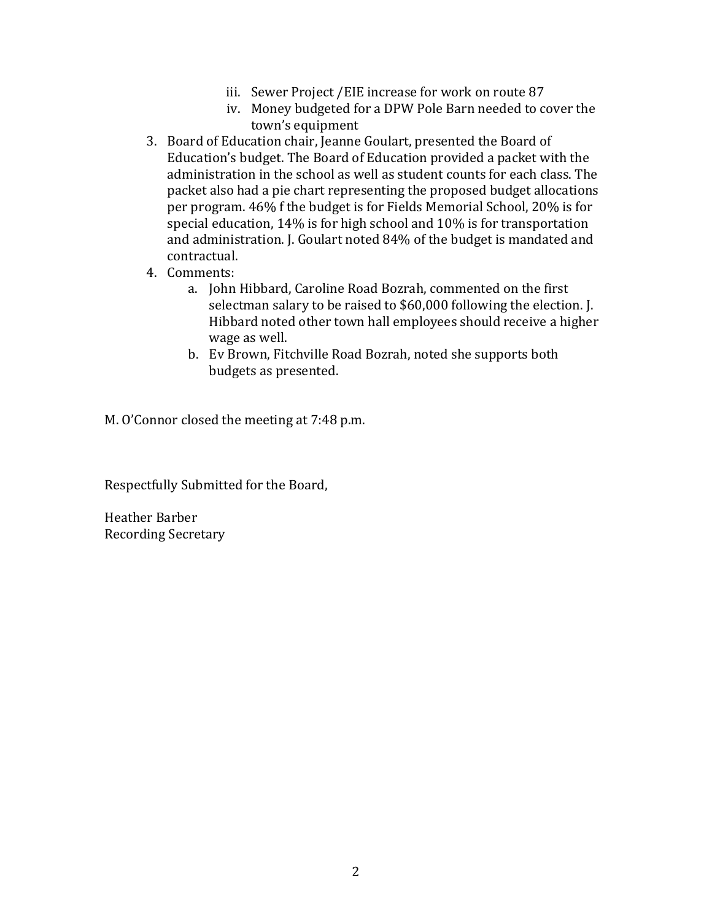iii. Sewer Project /EIE increase for work on route 87
   iv. Money budgeted for a DPW Pole Barn needed to cover the town's equipment

3. Board of Education chair, Jeanne Goulart, presented the Board of Education's budget. The Board of Education provided a packet with the administration in the school as well as student counts for each class. The packet also had a pie chart representing the proposed budget allocations per program. 46% f the budget is for Fields Memorial School, 20% is for special education, 14% is for high school and 10% is for transportation and administration. J. Goulart noted 84% of the budget is mandated and contractual.
4. Comments:
   a. John Hibbard, Caroline Road Bozrah, commented on the first selectman salary to be raised to $60,000 following the election. J. Hibbard noted other town hall employees should receive a higher wage as well.
   b. Ev Brown, Fitchville Road Bozrah, noted she supports both budgets as presented.

M. O'Connor closed the meeting at 7:48 p.m.

Respectfully Submitted for the Board,

Heather Barber
Recording Secretary